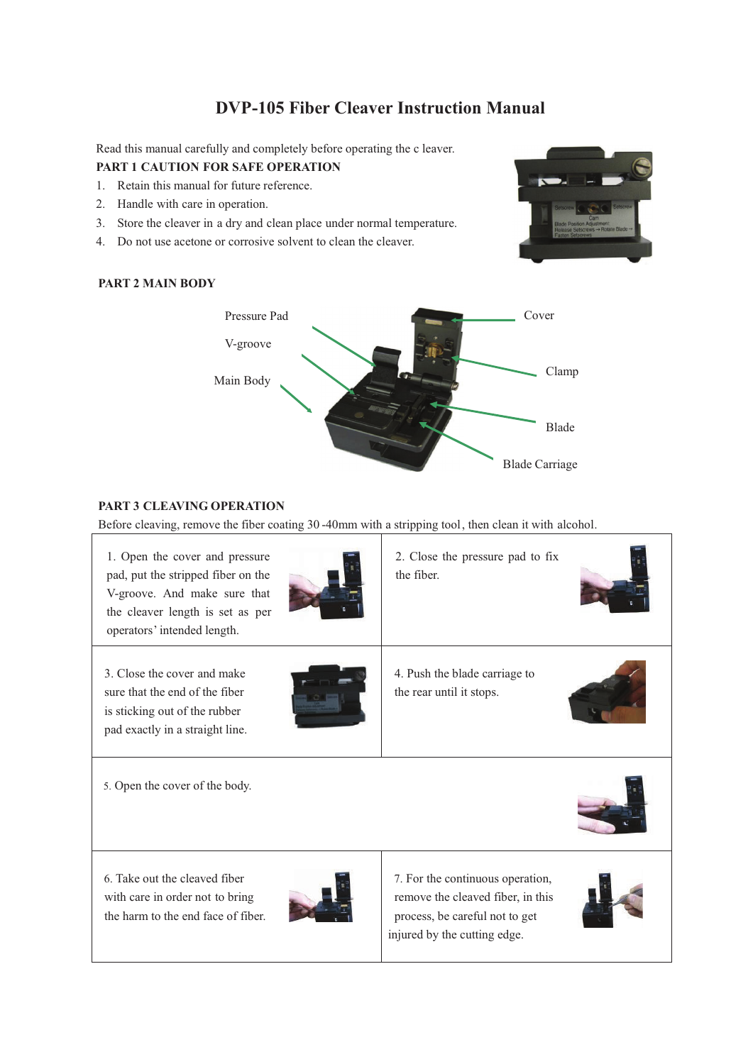# DVP-105 Fiber Cleaver Instruction Manual

Read this manual carefully and completely before operating the c leaver.

**PART 1 CAUTION FOR SAFE OPERATION**

1. Retain this manual for future reference.
2. Handle with care in operation.
3. Store the cleaver in a dry and clean place under normal temperature.
4. Do not use acetone or corrosive solvent to clean the cleaver.

**PART 2 MAIN BODY**

Pressure Pad

V-groove

Main Body

Cover

Clamp

Blade

Blade Carriage

**PART 3 CLEAVING OPERATION**

Before cleaving, remove the fiber coating 30 -40mm with a stripping tool, then clean it with alcohol.

| | |
|---|---|
| 1. Open the cover and pressure pad, put the stripped fiber on the V-groove. And make sure that the cleaver length is set as per operators' intended length. | 2. Close the pressure pad to fix the fiber. |
| 3. Close the cover and make sure that the end of the fiber is sticking out of the rubber pad exactly in a straight line. | 4. Push the blade carriage to the rear until it stops. |
| 5. Open the cover of the body. | |
| 6. Take out the cleaved fiber with care in order not to bring the harm to the end face of fiber. | 7. For the continuous operation, remove the cleaved fiber, in this process, be careful not to get injured by the cutting edge. |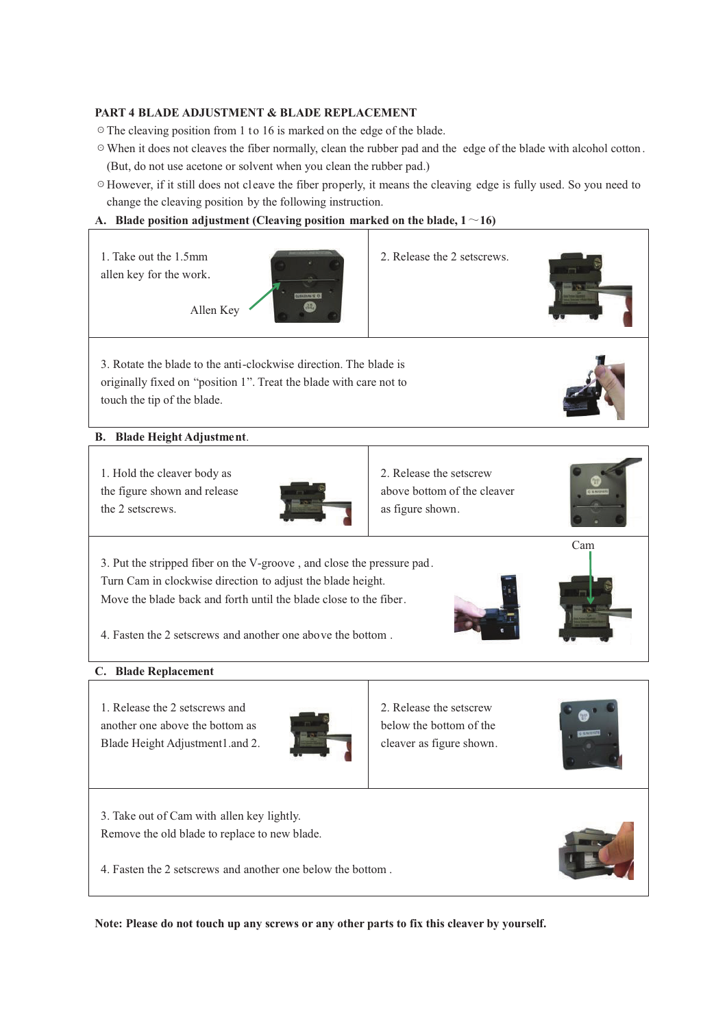## PART 4 BLADE ADJUSTMENT & BLADE REPLACEMENT

○ The cleaving position from 1 to 16 is marked on the edge of the blade.

○ When it does not cleaves the fiber normally, clean the rubber pad and the edge of the blade with alcohol cotton. (But, do not use acetone or solvent when you clean the rubber pad.)

○ However, if it still does not cleave the fiber properly, it means the cleaving edge is fully used. So you need to change the cleaving position by the following instruction.

### A. Blade position adjustment (Cleaving position marked on the blade, 1～16)

1. Take out the 1.5mm allen key for the work.

Allen Key

2. Release the 2 setscrews.

3. Rotate the blade to the anti-clockwise direction. The blade is originally fixed on "position 1". Treat the blade with care not to touch the tip of the blade.

### B. Blade Height Adjustment.

1. Hold the cleaver body as the figure shown and release the 2 setscrews.

2. Release the setscrew above bottom of the cleaver as figure shown.

3. Put the stripped fiber on the V-groove, and close the pressure pad. Turn Cam in clockwise direction to adjust the blade height. Move the blade back and forth until the blade close to the fiber.

4. Fasten the 2 setscrews and another one above the bottom.

Cam

### C. Blade Replacement

1. Release the 2 setscrews and another one above the bottom as Blade Height Adjustment1.and 2.

2. Release the setscrew below the bottom of the cleaver as figure shown.

3. Take out of Cam with allen key lightly. Remove the old blade to replace to new blade.

4. Fasten the 2 setscrews and another one below the bottom.

**Note: Please do not touch up any screws or any other parts to fix this cleaver by yourself.**